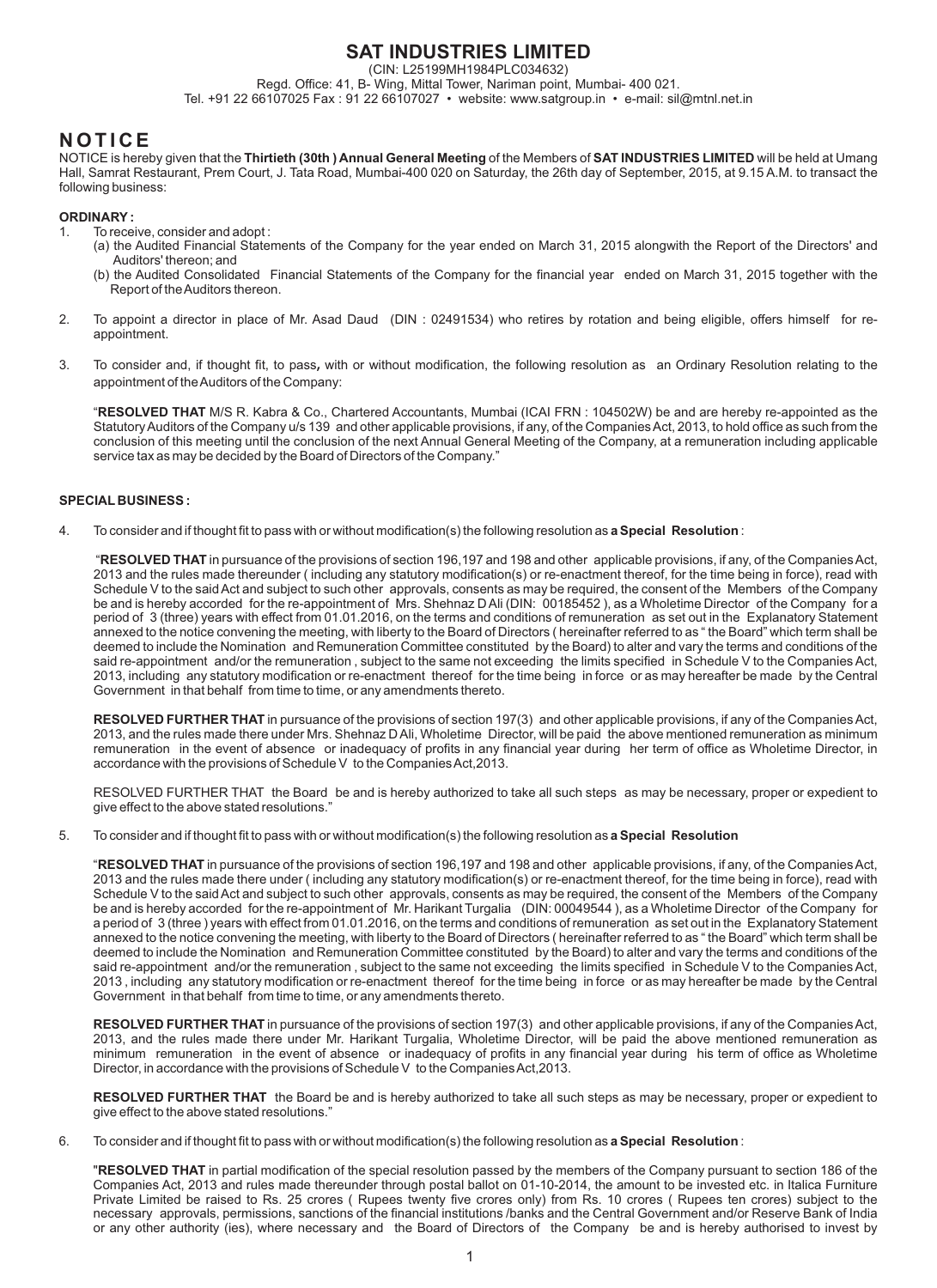# SAT INDUSTRIES LIMITED

(CIN: L25199MH1984PLC034632)

Regd. Office: 41, B- Wing, Mittal Tower, Nariman point, Mumbai- 400 021.

Tel. +91 22 66107025 Fax : 91 22 66107027 • website: www.satgroup.in • e-mail: sil@mtnl.net.in

## NOTICE

NOTICE is hereby given that the **Thirtieth (30th ) Annual General Meeting** of the Members of **SAT INDUSTRIES LIMITED** will be held at Umang Hall, Samrat Restaurant, Prem Court, J. Tata Road, Mumbai-400 020 on Saturday, the 26th day of September, 2015, at 9.15 A.M. to transact the following business:

**ORDINARY :**

1. To receive, consider and adopt :
   (a) the Audited Financial Statements of the Company for the year ended on March 31, 2015 alongwith the Report of the Directors' and Auditors' thereon; and
   (b) the Audited Consolidated Financial Statements of the Company for the financial year ended on March 31, 2015 together with the Report of the Auditors thereon.

2. To appoint a director in place of Mr. Asad Daud (DIN : 02491534) who retires by rotation and being eligible, offers himself for re-appointment.

3. To consider and, if thought fit, to pass**,** with or without modification, the following resolution as an Ordinary Resolution relating to the appointment of the Auditors of the Company:

   "**RESOLVED THAT** M/S R. Kabra & Co., Chartered Accountants, Mumbai (ICAI FRN : 104502W) be and are hereby re-appointed as the Statutory Auditors of the Company u/s 139 and other applicable provisions, if any, of the Companies Act, 2013, to hold office as such from the conclusion of this meeting until the conclusion of the next Annual General Meeting of the Company, at a remuneration including applicable service tax as may be decided by the Board of Directors of the Company."

**SPECIAL BUSINESS :**

4. To consider and if thought fit to pass with or without modification(s) the following resolution as **a Special Resolution** :

   "**RESOLVED THAT** in pursuance of the provisions of section 196,197 and 198 and other applicable provisions, if any, of the Companies Act, 2013 and the rules made thereunder ( including any statutory modification(s) or re-enactment thereof, for the time being in force), read with Schedule V to the said Act and subject to such other approvals, consents as may be required, the consent of the Members of the Company be and is hereby accorded for the re-appointment of Mrs. Shehnaz D Ali (DIN: 00185452 ), as a Wholetime Director of the Company for a period of 3 (three) years with effect from 01.01.2016, on the terms and conditions of remuneration as set out in the Explanatory Statement annexed to the notice convening the meeting, with liberty to the Board of Directors ( hereinafter referred to as " the Board" which term shall be deemed to include the Nomination and Remuneration Committee constituted by the Board) to alter and vary the terms and conditions of the said re-appointment and/or the remuneration , subject to the same not exceeding the limits specified in Schedule V to the Companies Act, 2013, including any statutory modification or re-enactment thereof for the time being in force or as may hereafter be made by the Central Government in that behalf from time to time, or any amendments thereto.

   **RESOLVED FURTHER THAT** in pursuance of the provisions of section 197(3) and other applicable provisions, if any of the Companies Act, 2013, and the rules made there under Mrs. Shehnaz D Ali, Wholetime Director, will be paid the above mentioned remuneration as minimum remuneration in the event of absence or inadequacy of profits in any financial year during her term of office as Wholetime Director, in accordance with the provisions of Schedule V to the Companies Act,2013.

   RESOLVED FURTHER THAT the Board be and is hereby authorized to take all such steps as may be necessary, proper or expedient to give effect to the above stated resolutions."

5. To consider and if thought fit to pass with or without modification(s) the following resolution as **a Special Resolution**

   "**RESOLVED THAT** in pursuance of the provisions of section 196,197 and 198 and other applicable provisions, if any, of the Companies Act, 2013 and the rules made there under ( including any statutory modification(s) or re-enactment thereof, for the time being in force), read with Schedule V to the said Act and subject to such other approvals, consents as may be required, the consent of the Members of the Company be and is hereby accorded for the re-appointment of Mr. Harikant Turgalia (DIN: 00049544 ), as a Wholetime Director of the Company for a period of 3 (three ) years with effect from 01.01.2016, on the terms and conditions of remuneration as set out in the Explanatory Statement annexed to the notice convening the meeting, with liberty to the Board of Directors ( hereinafter referred to as " the Board" which term shall be deemed to include the Nomination and Remuneration Committee constituted by the Board) to alter and vary the terms and conditions of the said re-appointment and/or the remuneration , subject to the same not exceeding the limits specified in Schedule V to the Companies Act, 2013 , including any statutory modification or re-enactment thereof for the time being in force or as may hereafter be made by the Central Government in that behalf from time to time, or any amendments thereto.

   **RESOLVED FURTHER THAT** in pursuance of the provisions of section 197(3) and other applicable provisions, if any of the Companies Act, 2013, and the rules made there under Mr. Harikant Turgalia, Wholetime Director, will be paid the above mentioned remuneration as minimum remuneration in the event of absence or inadequacy of profits in any financial year during his term of office as Wholetime Director, in accordance with the provisions of Schedule V to the Companies Act,2013.

   **RESOLVED FURTHER THAT** the Board be and is hereby authorized to take all such steps as may be necessary, proper or expedient to give effect to the above stated resolutions."

6. To consider and if thought fit to pass with or without modification(s) the following resolution as **a Special Resolution** :

   "**RESOLVED THAT** in partial modification of the special resolution passed by the members of the Company pursuant to section 186 of the Companies Act, 2013 and rules made thereunder through postal ballot on 01-10-2014, the amount to be invested etc. in Italica Furniture Private Limited be raised to Rs. 25 crores ( Rupees twenty five crores only) from Rs. 10 crores ( Rupees ten crores) subject to the necessary approvals, permissions, sanctions of the financial institutions /banks and the Central Government and/or Reserve Bank of India or any other authority (ies), where necessary and the Board of Directors of the Company be and is hereby authorised to invest by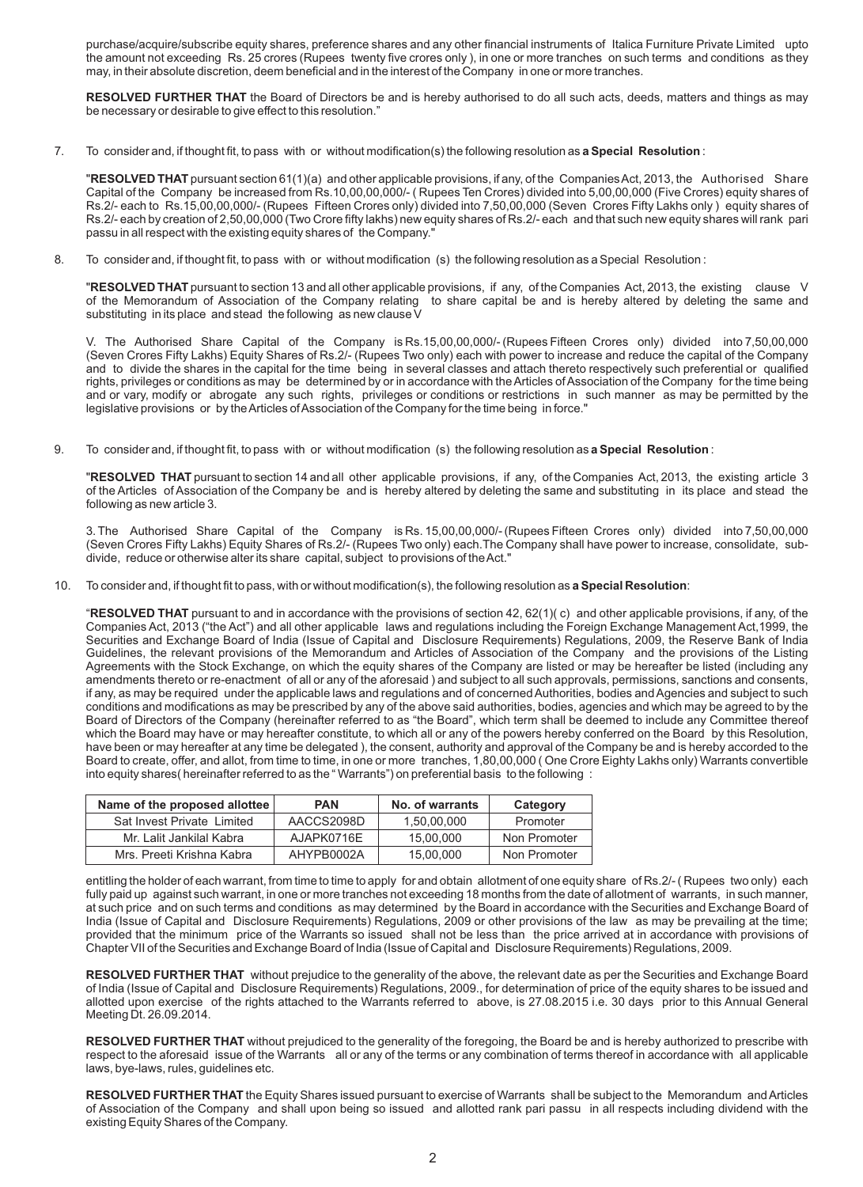purchase/acquire/subscribe equity shares, preference shares and any other financial instruments of Italica Furniture Private Limited upto the amount not exceeding Rs. 25 crores (Rupees twenty five crores only ), in one or more tranches on such terms and conditions as they may, in their absolute discretion, deem beneficial and in the interest of the Company in one or more tranches.

**RESOLVED FURTHER THAT** the Board of Directors be and is hereby authorised to do all such acts, deeds, matters and things as may be necessary or desirable to give effect to this resolution."

7. To consider and, if thought fit, to pass with or without modification(s) the following resolution as **a Special Resolution** :

"**RESOLVED THAT** pursuant section 61(1)(a) and other applicable provisions, if any, of the Companies Act, 2013, the Authorised Share Capital of the Company be increased from Rs.10,00,00,000/- ( Rupees Ten Crores) divided into 5,00,00,000 (Five Crores) equity shares of Rs.2/- each to Rs.15,00,00,000/- (Rupees Fifteen Crores only) divided into 7,50,00,000 (Seven Crores Fifty Lakhs only ) equity shares of Rs.2/- each by creation of 2,50,00,000 (Two Crore fifty lakhs) new equity shares of Rs.2/- each and that such new equity shares will rank pari passu in all respect with the existing equity shares of the Company."

8. To consider and, if thought fit, to pass with or without modification (s) the following resolution as a Special Resolution :

"**RESOLVED THAT** pursuant to section 13 and all other applicable provisions, if any, of the Companies Act, 2013, the existing clause V of the Memorandum of Association of the Company relating to share capital be and is hereby altered by deleting the same and substituting in its place and stead the following as new clause V

V. The Authorised Share Capital of the Company is Rs.15,00,00,000/- (Rupees Fifteen Crores only) divided into 7,50,00,000 (Seven Crores Fifty Lakhs) Equity Shares of Rs.2/- (Rupees Two only) each with power to increase and reduce the capital of the Company and to divide the shares in the capital for the time being in several classes and attach thereto respectively such preferential or qualified rights, privileges or conditions as may be determined by or in accordance with the Articles of Association of the Company for the time being and or vary, modify or abrogate any such rights, privileges or conditions or restrictions in such manner as may be permitted by the legislative provisions or by the Articles of Association of the Company for the time being in force."

9. To consider and, if thought fit, to pass with or without modification (s) the following resolution as **a Special Resolution** :

"**RESOLVED THAT** pursuant to section 14 and all other applicable provisions, if any, of the Companies Act, 2013, the existing article 3 of the Articles of Association of the Company be and is hereby altered by deleting the same and substituting in its place and stead the following as new article 3.

3. The Authorised Share Capital of the Company is Rs. 15,00,00,000/- (Rupees Fifteen Crores only) divided into 7,50,00,000 (Seven Crores Fifty Lakhs) Equity Shares of Rs.2/- (Rupees Two only) each.The Company shall have power to increase, consolidate, sub-divide, reduce or otherwise alter its share capital, subject to provisions of the Act."

10. To consider and, if thought fit to pass, with or without modification(s), the following resolution as **a Special Resolution**:

"**RESOLVED THAT** pursuant to and in accordance with the provisions of section 42, 62(1)( c) and other applicable provisions, if any, of the Companies Act, 2013 ("the Act") and all other applicable laws and regulations including the Foreign Exchange Management Act,1999, the Securities and Exchange Board of India (Issue of Capital and Disclosure Requirements) Regulations, 2009, the Reserve Bank of India Guidelines, the relevant provisions of the Memorandum and Articles of Association of the Company and the provisions of the Listing Agreements with the Stock Exchange, on which the equity shares of the Company are listed or may be hereafter be listed (including any amendments thereto or re-enactment of all or any of the aforesaid ) and subject to all such approvals, permissions, sanctions and consents, if any, as may be required under the applicable laws and regulations and of concerned Authorities, bodies and Agencies and subject to such conditions and modifications as may be prescribed by any of the above said authorities, bodies, agencies and which may be agreed to by the Board of Directors of the Company (hereinafter referred to as "the Board", which term shall be deemed to include any Committee thereof which the Board may have or may hereafter constitute, to which all or any of the powers hereby conferred on the Board by this Resolution, have been or may hereafter at any time be delegated ), the consent, authority and approval of the Company be and is hereby accorded to the Board to create, offer, and allot, from time to time, in one or more tranches, 1,80,00,000 ( One Crore Eighty Lakhs only) Warrants convertible into equity shares( hereinafter referred to as the " Warrants") on preferential basis to the following :

| Name of the proposed allottee | PAN | No. of warrants | Category |
|---|---|---|---|
| Sat Invest Private Limited | AACCS2098D | 1,50,00,000 | Promoter |
| Mr. Lalit Jankilal Kabra | AJAPK0716E | 15,00,000 | Non Promoter |
| Mrs. Preeti Krishna Kabra | AHYPB0002A | 15,00,000 | Non Promoter |

entitling the holder of each warrant, from time to time to apply for and obtain allotment of one equity share of Rs.2/- ( Rupees two only) each fully paid up against such warrant, in one or more tranches not exceeding 18 months from the date of allotment of warrants, in such manner, at such price and on such terms and conditions as may determined by the Board in accordance with the Securities and Exchange Board of India (Issue of Capital and Disclosure Requirements) Regulations, 2009 or other provisions of the law as may be prevailing at the time; provided that the minimum price of the Warrants so issued shall not be less than the price arrived at in accordance with provisions of Chapter VII of the Securities and Exchange Board of India (Issue of Capital and Disclosure Requirements) Regulations, 2009.

**RESOLVED FURTHER THAT** without prejudice to the generality of the above, the relevant date as per the Securities and Exchange Board of India (Issue of Capital and Disclosure Requirements) Regulations, 2009., for determination of price of the equity shares to be issued and allotted upon exercise of the rights attached to the Warrants referred to above, is 27.08.2015 i.e. 30 days prior to this Annual General Meeting Dt. 26.09.2014.

**RESOLVED FURTHER THAT** without prejudiced to the generality of the foregoing, the Board be and is hereby authorized to prescribe with respect to the aforesaid issue of the Warrants all or any of the terms or any combination of terms thereof in accordance with all applicable laws, bye-laws, rules, guidelines etc.

**RESOLVED FURTHER THAT** the Equity Shares issued pursuant to exercise of Warrants shall be subject to the Memorandum and Articles of Association of the Company and shall upon being so issued and allotted rank pari passu in all respects including dividend with the existing Equity Shares of the Company.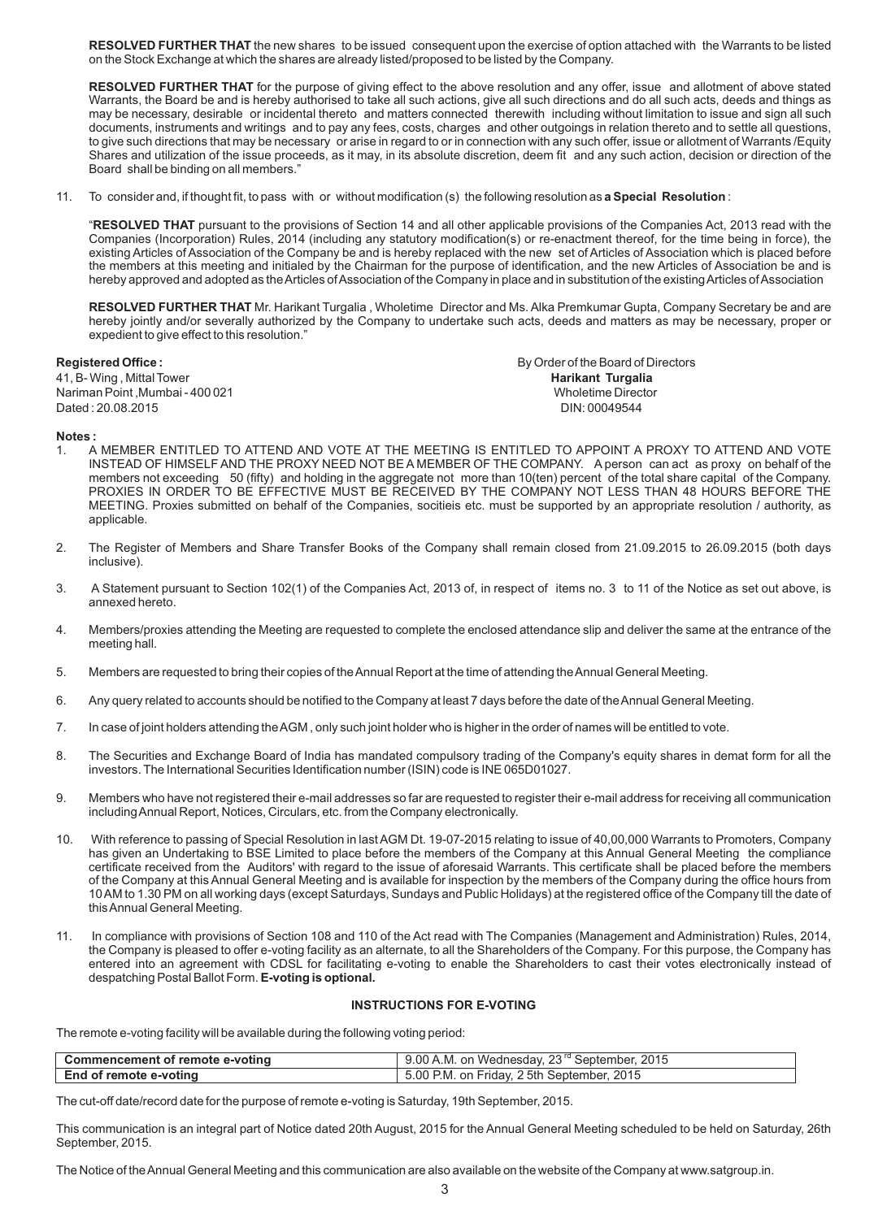**RESOLVED FURTHER THAT** the new shares to be issued consequent upon the exercise of option attached with the Warrants to be listed on the Stock Exchange at which the shares are already listed/proposed to be listed by the Company.

**RESOLVED FURTHER THAT** for the purpose of giving effect to the above resolution and any offer, issue and allotment of above stated Warrants, the Board be and is hereby authorised to take all such actions, give all such directions and do all such acts, deeds and things as may be necessary, desirable or incidental thereto and matters connected therewith including without limitation to issue and sign all such documents, instruments and writings and to pay any fees, costs, charges and other outgoings in relation thereto and to settle all questions, to give such directions that may be necessary or arise in regard to or in connection with any such offer, issue or allotment of Warrants /Equity Shares and utilization of the issue proceeds, as it may, in its absolute discretion, deem fit and any such action, decision or direction of the Board shall be binding on all members."

11. To consider and, if thought fit, to pass with or without modification (s) the following resolution as **a Special Resolution** :

"**RESOLVED THAT** pursuant to the provisions of Section 14 and all other applicable provisions of the Companies Act, 2013 read with the Companies (Incorporation) Rules, 2014 (including any statutory modification(s) or re-enactment thereof, for the time being in force), the existing Articles of Association of the Company be and is hereby replaced with the new set of Articles of Association which is placed before the members at this meeting and initialed by the Chairman for the purpose of identification, and the new Articles of Association be and is hereby approved and adopted as the Articles of Association of the Company in place and in substitution of the existing Articles of Association

**RESOLVED FURTHER THAT** Mr. Harikant Turgalia , Wholetime Director and Ms. Alka Premkumar Gupta, Company Secretary be and are hereby jointly and/or severally authorized by the Company to undertake such acts, deeds and matters as may be necessary, proper or expedient to give effect to this resolution."

**Registered Office :**
41, B- Wing , Mittal Tower
Nariman Point ,Mumbai - 400 021
Dated : 20.08.2015

By Order of the Board of Directors
**Harikant Turgalia**
Wholetime Director
DIN: 00049544

**Notes :**

1. A MEMBER ENTITLED TO ATTEND AND VOTE AT THE MEETING IS ENTITLED TO APPOINT A PROXY TO ATTEND AND VOTE INSTEAD OF HIMSELF AND THE PROXY NEED NOT BE A MEMBER OF THE COMPANY. A person can act as proxy on behalf of the members not exceeding 50 (fifty) and holding in the aggregate not more than 10(ten) percent of the total share capital of the Company. PROXIES IN ORDER TO BE EFFECTIVE MUST BE RECEIVED BY THE COMPANY NOT LESS THAN 48 HOURS BEFORE THE MEETING. Proxies submitted on behalf of the Companies, socitieis etc. must be supported by an appropriate resolution / authority, as applicable.
2. The Register of Members and Share Transfer Books of the Company shall remain closed from 21.09.2015 to 26.09.2015 (both days inclusive).
3. A Statement pursuant to Section 102(1) of the Companies Act, 2013 of, in respect of items no. 3 to 11 of the Notice as set out above, is annexed hereto.
4. Members/proxies attending the Meeting are requested to complete the enclosed attendance slip and deliver the same at the entrance of the meeting hall.
5. Members are requested to bring their copies of the Annual Report at the time of attending the Annual General Meeting.
6. Any query related to accounts should be notified to the Company at least 7 days before the date of the Annual General Meeting.
7. In case of joint holders attending the AGM , only such joint holder who is higher in the order of names will be entitled to vote.
8. The Securities and Exchange Board of India has mandated compulsory trading of the Company's equity shares in demat form for all the investors. The International Securities Identification number (ISIN) code is INE 065D01027.
9. Members who have not registered their e-mail addresses so far are requested to register their e-mail address for receiving all communication including Annual Report, Notices, Circulars, etc. from the Company electronically.
10. With reference to passing of Special Resolution in last AGM Dt. 19-07-2015 relating to issue of 40,00,000 Warrants to Promoters, Company has given an Undertaking to BSE Limited to place before the members of the Company at this Annual General Meeting the compliance certificate received from the Auditors' with regard to the issue of aforesaid Warrants. This certificate shall be placed before the members of the Company at this Annual General Meeting and is available for inspection by the members of the Company during the office hours from 10 AM to 1.30 PM on all working days (except Saturdays, Sundays and Public Holidays) at the registered office of the Company till the date of this Annual General Meeting.
11. In compliance with provisions of Section 108 and 110 of the Act read with The Companies (Management and Administration) Rules, 2014, the Company is pleased to offer e-voting facility as an alternate, to all the Shareholders of the Company. For this purpose, the Company has entered into an agreement with CDSL for facilitating e-voting to enable the Shareholders to cast their votes electronically instead of despatching Postal Ballot Form. **E-voting is optional.**

**INSTRUCTIONS FOR E-VOTING**

The remote e-voting facility will be available during the following voting period:

| **Commencement of remote e-voting** | 9.00 A.M. on Wednesday, 23rd September, 2015 |
|---|---|
| **End of remote e-voting** | 5.00 P.M. on Friday, 2 5th September, 2015 |

The cut-off date/record date for the purpose of remote e-voting is Saturday, 19th September, 2015.

This communication is an integral part of Notice dated 20th August, 2015 for the Annual General Meeting scheduled to be held on Saturday, 26th September, 2015.

The Notice of the Annual General Meeting and this communication are also available on the website of the Company at www.satgroup.in.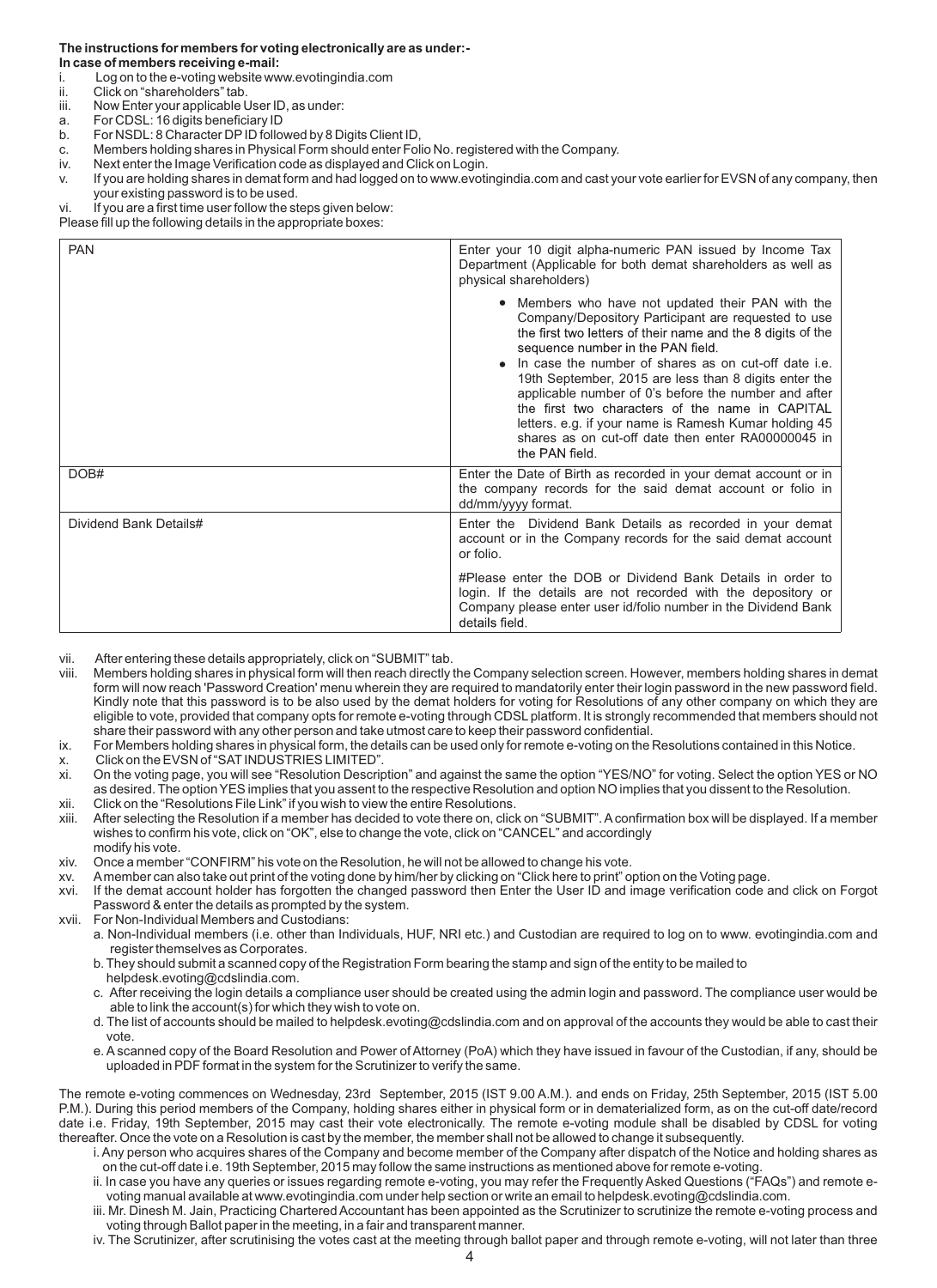**The instructions for members for voting electronically are as under:-**

**In case of members receiving e-mail:**

i. Log on to the e-voting website www.evotingindia.com

ii. Click on "shareholders" tab.

iii. Now Enter your applicable User ID, as under:

a. For CDSL: 16 digits beneficiary ID

b. For NSDL: 8 Character DP ID followed by 8 Digits Client ID,

c. Members holding shares in Physical Form should enter Folio No. registered with the Company.

iv. Next enter the Image Verification code as displayed and Click on Login.

v. If you are holding shares in demat form and had logged on to www.evotingindia.com and cast your vote earlier for EVSN of any company, then your existing password is to be used.

vi. If you are a first time user follow the steps given below:

Please fill up the following details in the appropriate boxes:

| | |
|---|---|
| PAN | Enter your 10 digit alpha-numeric PAN issued by Income Tax Department (Applicable for both demat shareholders as well as physical shareholders)<br>• Members who have not updated their PAN with the Company/Depository Participant are requested to use the first two letters of their name and the 8 digits of the sequence number in the PAN field.<br>• In case the number of shares as on cut-off date i.e. 19th September, 2015 are less than 8 digits enter the applicable number of 0's before the number and after the first two characters of the name in CAPITAL letters. e.g. if your name is Ramesh Kumar holding 45 shares as on cut-off date then enter RA00000045 in the PAN field. |
| DOB# | Enter the Date of Birth as recorded in your demat account or in the company records for the said demat account or folio in dd/mm/yyyy format. |
| Dividend Bank Details# | Enter the Dividend Bank Details as recorded in your demat account or in the Company records for the said demat account or folio.<br>#Please enter the DOB or Dividend Bank Details in order to login. If the details are not recorded with the depository or Company please enter user id/folio number in the Dividend Bank details field. |

vii. After entering these details appropriately, click on "SUBMIT" tab.

viii. Members holding shares in physical form will then reach directly the Company selection screen. However, members holding shares in demat form will now reach 'Password Creation' menu wherein they are required to mandatorily enter their login password in the new password field. Kindly note that this password is to be also used by the demat holders for voting for Resolutions of any other company on which they are eligible to vote, provided that company opts for remote e-voting through CDSL platform. It is strongly recommended that members should not share their password with any other person and take utmost care to keep their password confidential.

ix. For Members holding shares in physical form, the details can be used only for remote e-voting on the Resolutions contained in this Notice.

x. Click on the EVSN of "SAT INDUSTRIES LIMITED".

xi. On the voting page, you will see "Resolution Description" and against the same the option "YES/NO" for voting. Select the option YES or NO as desired. The option YES implies that you assent to the respective Resolution and option NO implies that you dissent to the Resolution.

xii. Click on the "Resolutions File Link" if you wish to view the entire Resolutions.

xiii. After selecting the Resolution if a member has decided to vote there on, click on "SUBMIT". A confirmation box will be displayed. If a member wishes to confirm his vote, click on "OK", else to change the vote, click on "CANCEL" and accordingly modify his vote.

xiv. Once a member "CONFIRM" his vote on the Resolution, he will not be allowed to change his vote.

xv. A member can also take out print of the voting done by him/her by clicking on "Click here to print" option on the Voting page.

xvi. If the demat account holder has forgotten the changed password then Enter the User ID and image verification code and click on Forgot Password & enter the details as prompted by the system.

xvii. For Non-Individual Members and Custodians:

a. Non-Individual members (i.e. other than Individuals, HUF, NRI etc.) and Custodian are required to log on to www. evotingindia.com and register themselves as Corporates.

b. They should submit a scanned copy of the Registration Form bearing the stamp and sign of the entity to be mailed to helpdesk.evoting@cdslindia.com.

c. After receiving the login details a compliance user should be created using the admin login and password. The compliance user would be able to link the account(s) for which they wish to vote on.

d. The list of accounts should be mailed to helpdesk.evoting@cdslindia.com and on approval of the accounts they would be able to cast their vote.

e. A scanned copy of the Board Resolution and Power of Attorney (PoA) which they have issued in favour of the Custodian, if any, should be uploaded in PDF format in the system for the Scrutinizer to verify the same.

The remote e-voting commences on Wednesday, 23rd September, 2015 (IST 9.00 A.M.). and ends on Friday, 25th September, 2015 (IST 5.00 P.M.). During this period members of the Company, holding shares either in physical form or in dematerialized form, as on the cut-off date/record date i.e. Friday, 19th September, 2015 may cast their vote electronically. The remote e-voting module shall be disabled by CDSL for voting thereafter. Once the vote on a Resolution is cast by the member, the member shall not be allowed to change it subsequently.

i. Any person who acquires shares of the Company and become member of the Company after dispatch of the Notice and holding shares as on the cut-off date i.e. 19th September, 2015 may follow the same instructions as mentioned above for remote e-voting.

ii. In case you have any queries or issues regarding remote e-voting, you may refer the Frequently Asked Questions ("FAQs") and remote e-voting manual available at www.evotingindia.com under help section or write an email to helpdesk.evoting@cdslindia.com.

iii. Mr. Dinesh M. Jain, Practicing Chartered Accountant has been appointed as the Scrutinizer to scrutinize the remote e-voting process and voting through Ballot paper in the meeting, in a fair and transparent manner.

iv. The Scrutinizer, after scrutinising the votes cast at the meeting through ballot paper and through remote e-voting, will not later than three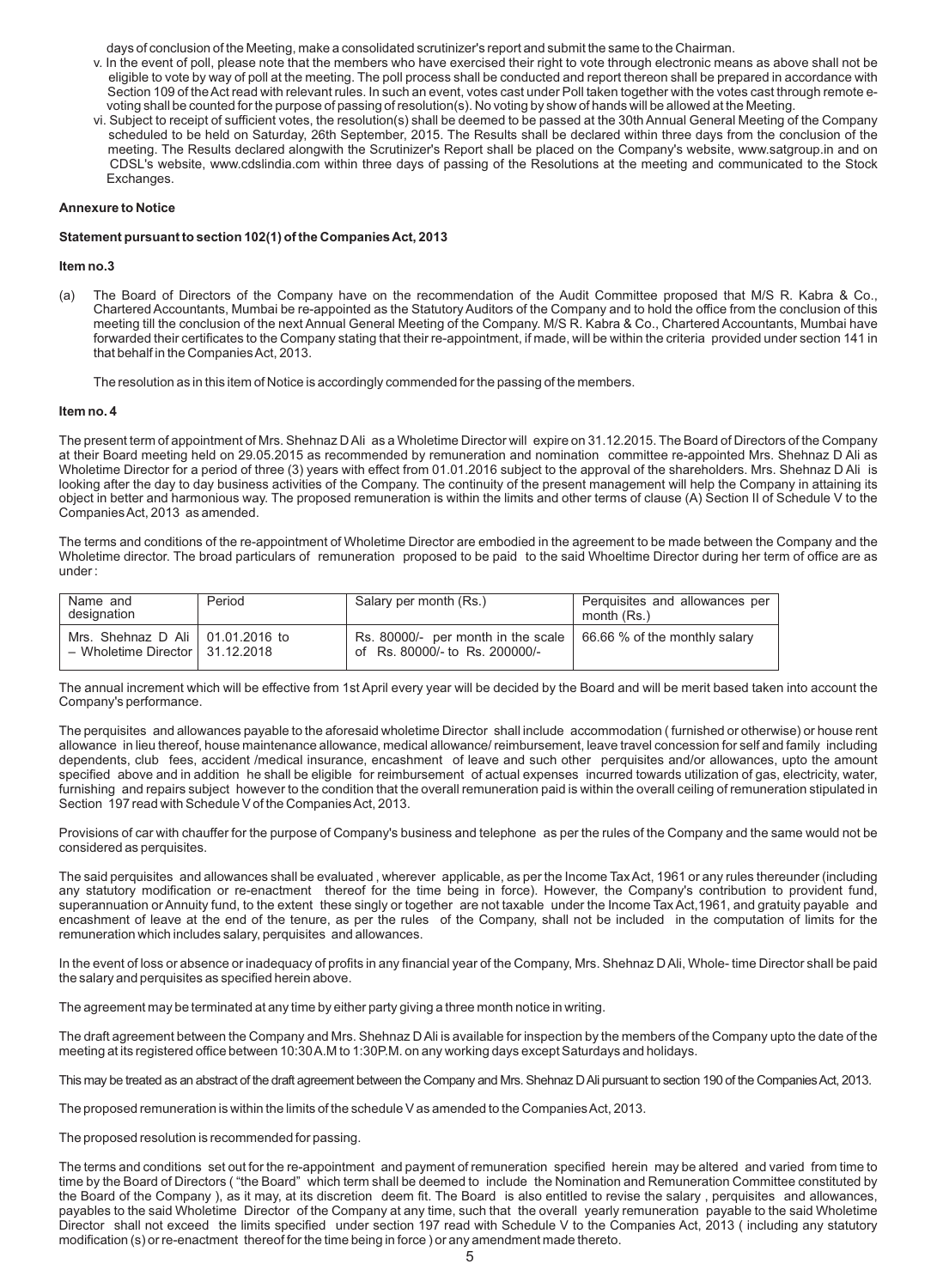days of conclusion of the Meeting, make a consolidated scrutinizer's report and submit the same to the Chairman.

v. In the event of poll, please note that the members who have exercised their right to vote through electronic means as above shall not be eligible to vote by way of poll at the meeting. The poll process shall be conducted and report thereon shall be prepared in accordance with Section 109 of the Act read with relevant rules. In such an event, votes cast under Poll taken together with the votes cast through remote e-voting shall be counted for the purpose of passing of resolution(s). No voting by show of hands will be allowed at the Meeting.

vi. Subject to receipt of sufficient votes, the resolution(s) shall be deemed to be passed at the 30th Annual General Meeting of the Company scheduled to be held on Saturday, 26th September, 2015. The Results shall be declared within three days from the conclusion of the meeting. The Results declared alongwith the Scrutinizer's Report shall be placed on the Company's website, www.satgroup.in and on CDSL's website, www.cdslindia.com within three days of passing of the Resolutions at the meeting and communicated to the Stock Exchanges.

**Annexure to Notice**

**Statement pursuant to section 102(1) of the Companies Act, 2013**

**Item no.3**

(a) The Board of Directors of the Company have on the recommendation of the Audit Committee proposed that M/S R. Kabra & Co., Chartered Accountants, Mumbai be re-appointed as the Statutory Auditors of the Company and to hold the office from the conclusion of this meeting till the conclusion of the next Annual General Meeting of the Company. M/S R. Kabra & Co., Chartered Accountants, Mumbai have forwarded their certificates to the Company stating that their re-appointment, if made, will be within the criteria provided under section 141 in that behalf in the Companies Act, 2013.

The resolution as in this item of Notice is accordingly commended for the passing of the members.

**Item no. 4**

The present term of appointment of Mrs. Shehnaz D Ali as a Wholetime Director will expire on 31.12.2015. The Board of Directors of the Company at their Board meeting held on 29.05.2015 as recommended by remuneration and nomination committee re-appointed Mrs. Shehnaz D Ali as Wholetime Director for a period of three (3) years with effect from 01.01.2016 subject to the approval of the shareholders. Mrs. Shehnaz D Ali is looking after the day to day business activities of the Company. The continuity of the present management will help the Company in attaining its object in better and harmonious way. The proposed remuneration is within the limits and other terms of clause (A) Section II of Schedule V to the Companies Act, 2013 as amended.

The terms and conditions of the re-appointment of Wholetime Director are embodied in the agreement to be made between the Company and the Wholetime director. The broad particulars of remuneration proposed to be paid to the said Whoeltime Director during her term of office are as under :

| Name and designation | Period | Salary per month (Rs.) | Perquisites and allowances per month (Rs.) |
|---|---|---|---|
| Mrs. Shehnaz D Ali – Wholetime Director | 01.01.2016 to 31.12.2018 | Rs. 80000/- per month in the scale of Rs. 80000/- to Rs. 200000/- | 66.66 % of the monthly salary |

The annual increment which will be effective from 1st April every year will be decided by the Board and will be merit based taken into account the Company's performance.

The perquisites and allowances payable to the aforesaid wholetime Director shall include accommodation ( furnished or otherwise) or house rent allowance in lieu thereof, house maintenance allowance, medical allowance/ reimbursement, leave travel concession for self and family including dependents, club fees, accident /medical insurance, encashment of leave and such other perquisites and/or allowances, upto the amount specified above and in addition he shall be eligible for reimbursement of actual expenses incurred towards utilization of gas, electricity, water, furnishing and repairs subject however to the condition that the overall remuneration paid is within the overall ceiling of remuneration stipulated in Section 197 read with Schedule V of the Companies Act, 2013.

Provisions of car with chauffer for the purpose of Company's business and telephone as per the rules of the Company and the same would not be considered as perquisites.

The said perquisites and allowances shall be evaluated , wherever applicable, as per the Income Tax Act, 1961 or any rules thereunder (including any statutory modification or re-enactment thereof for the time being in force). However, the Company's contribution to provident fund, superannuation or Annuity fund, to the extent these singly or together are not taxable under the Income Tax Act,1961, and gratuity payable and encashment of leave at the end of the tenure, as per the rules of the Company, shall not be included in the computation of limits for the remuneration which includes salary, perquisites and allowances.

In the event of loss or absence or inadequacy of profits in any financial year of the Company, Mrs. Shehnaz D Ali, Whole- time Director shall be paid the salary and perquisites as specified herein above.

The agreement may be terminated at any time by either party giving a three month notice in writing.

The draft agreement between the Company and Mrs. Shehnaz D Ali is available for inspection by the members of the Company upto the date of the meeting at its registered office between 10:30 A.M to 1:30P.M. on any working days except Saturdays and holidays.

This may be treated as an abstract of the draft agreement between the Company and Mrs. Shehnaz D Ali pursuant to section 190 of the Companies Act, 2013.

The proposed remuneration is within the limits of the schedule V as amended to the Companies Act, 2013.

The proposed resolution is recommended for passing.

The terms and conditions set out for the re-appointment and payment of remuneration specified herein may be altered and varied from time to time by the Board of Directors ( "the Board" which term shall be deemed to include the Nomination and Remuneration Committee constituted by the Board of the Company ), as it may, at its discretion deem fit. The Board is also entitled to revise the salary , perquisites and allowances, payables to the said Wholetime Director of the Company at any time, such that the overall yearly remuneration payable to the said Wholetime Director shall not exceed the limits specified under section 197 read with Schedule V to the Companies Act, 2013 ( including any statutory modification (s) or re-enactment thereof for the time being in force ) or any amendment made thereto.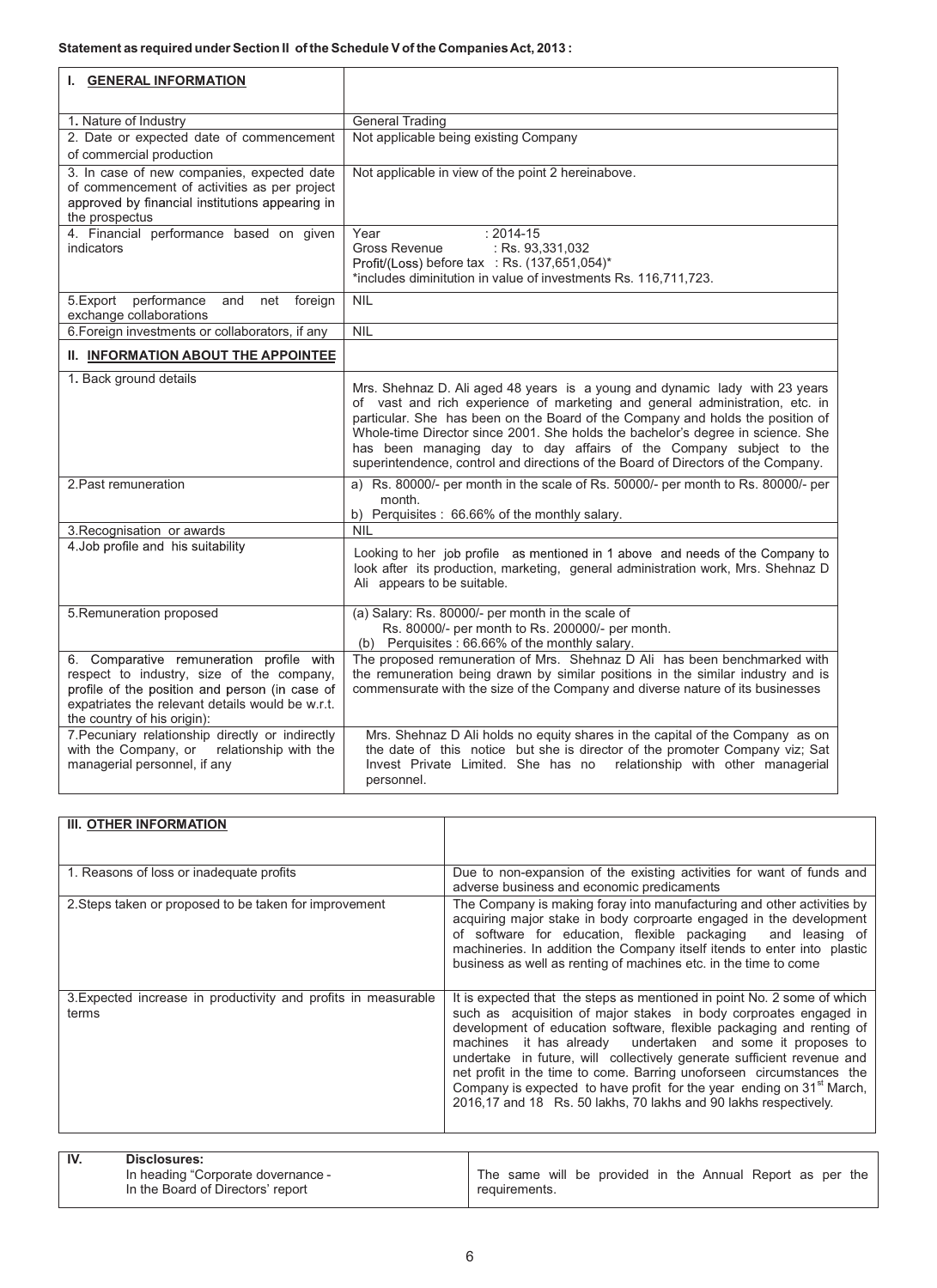**Statement as required under Section II of the Schedule V of the Companies Act, 2013 :**

| **I. GENERAL INFORMATION** | |
|---|---|
| 1. Nature of Industry | General Trading |
| 2. Date or expected date of commencement of commercial production | Not applicable being existing Company |
| 3. In case of new companies, expected date of commencement of activities as per project approved by financial institutions appearing in the prospectus | Not applicable in view of the point 2 hereinabove. |
| 4. Financial performance based on given indicators | Year : 2014-15<br>Gross Revenue : Rs. 93,331,032<br>Profit/(Loss) before tax : Rs. (137,651,054)*<br>*includes diminitution in value of investments Rs. 116,711,723. |
| 5.Export performance and net foreign exchange collaborations | NIL |
| 6.Foreign investments or collaborators, if any | NIL |
| **II. INFORMATION ABOUT THE APPOINTEE** | |
| 1. Back ground details | Mrs. Shehnaz D. Ali aged 48 years is a young and dynamic lady with 23 years of vast and rich experience of marketing and general administration, etc. in particular. She has been on the Board of the Company and holds the position of Whole-time Director since 2001. She holds the bachelor's degree in science. She has been managing day to day affairs of the Company subject to the superintendence, control and directions of the Board of Directors of the Company. |
| 2.Past remuneration | a) Rs. 80000/- per month in the scale of Rs. 50000/- per month to Rs. 80000/- per month.<br>b) Perquisites : 66.66% of the monthly salary. |
| 3.Recognisation or awards | NIL |
| 4.Job profile and his suitability | Looking to her job profile as mentioned in 1 above and needs of the Company to look after its production, marketing, general administration work, Mrs. Shehnaz D Ali appears to be suitable. |
| 5.Remuneration proposed | (a) Salary: Rs. 80000/- per month in the scale of Rs. 80000/- per month to Rs. 200000/- per month.<br>(b) Perquisites : 66.66% of the monthly salary. |
| 6. Comparative remuneration profile with respect to industry, size of the company, profile of the position and person (in case of expatriates the relevant details would be w.r.t. the country of his origin): | The proposed remuneration of Mrs. Shehnaz D Ali has been benchmarked with the remuneration being drawn by similar positions in the similar industry and is commensurate with the size of the Company and diverse nature of its businesses |
| 7.Pecuniary relationship directly or indirectly with the Company, or relationship with the managerial personnel, if any | Mrs. Shehnaz D Ali holds no equity shares in the capital of the Company as on the date of this notice but she is director of the promoter Company viz; Sat Invest Private Limited. She has no relationship with other managerial personnel. |

| **III. OTHER INFORMATION** | |
|---|---|
| 1. Reasons of loss or inadequate profits | Due to non-expansion of the existing activities for want of funds and adverse business and economic predicaments |
| 2.Steps taken or proposed to be taken for improvement | The Company is making foray into manufacturing and other activities by acquiring major stake in body corproarte engaged in the development of software for education, flexible packaging and leasing of machineries. In addition the Company itself itends to enter into plastic business as well as renting of machines etc. in the time to come |
| 3.Expected increase in productivity and profits in measurable terms | It is expected that the steps as mentioned in point No. 2 some of which such as acquisition of major stakes in body corproates engaged in development of education software, flexible packaging and renting of machines it has already undertaken and some it proposes to undertake in future, will collectively generate sufficient revenue and net profit in the time to come. Barring unoforseen circumstances the Company is expected to have profit for the year ending on 31st March, 2016,17 and 18 Rs. 50 lakhs, 70 lakhs and 90 lakhs respectively. |

| **IV. Disclosures:**<br>In heading "Corporate dovernance - In the Board of Directors' report | The same will be provided in the Annual Report as per the requirements. |
|---|---|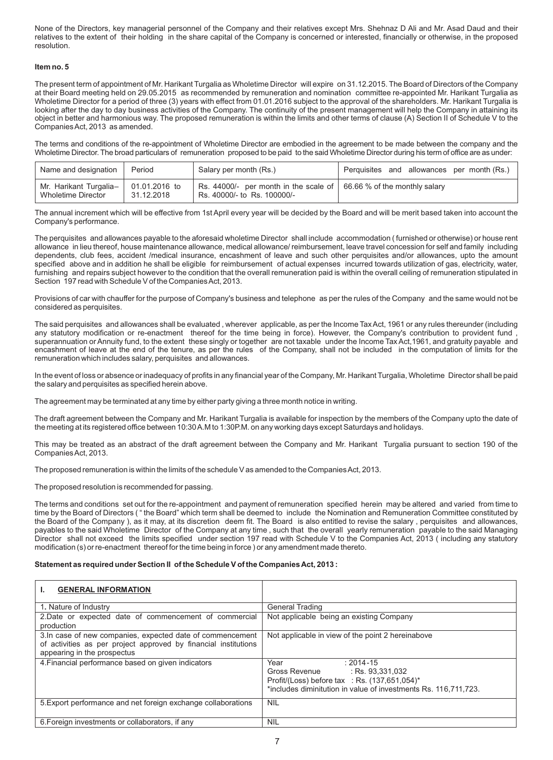None of the Directors, key managerial personnel of the Company and their relatives except Mrs. Shehnaz D Ali and Mr. Asad Daud and their relatives to the extent of their holding in the share capital of the Company is concerned or interested, financially or otherwise, in the proposed resolution.

**Item no. 5**

The present term of appointment of Mr. Harikant Turgalia as Wholetime Director will expire on 31.12.2015. The Board of Directors of the Company at their Board meeting held on 29.05.2015 as recommended by remuneration and nomination committee re-appointed Mr. Harikant Turgalia as Wholetime Director for a period of three (3) years with effect from 01.01.2016 subject to the approval of the shareholders. Mr. Harikant Turgalia is looking after the day to day business activities of the Company. The continuity of the present management will help the Company in attaining its object in better and harmonious way. The proposed remuneration is within the limits and other terms of clause (A) Section II of Schedule V to the Companies Act, 2013 as amended.

The terms and conditions of the re-appointment of Wholetime Director are embodied in the agreement to be made between the company and the Wholetime Director. The broad particulars of remuneration proposed to be paid to the said Wholetime Director during his term of office are as under:

| Name and designation | Period | Salary per month (Rs.) | Perquisites and allowances per month (Rs.) |
|---|---|---|---|
| Mr. Harikant Turgalia– Wholetime Director | 01.01.2016 to 31.12.2018 | Rs. 44000/- per month in the scale of Rs. 40000/- to Rs. 100000/- | 66.66 % of the monthly salary |

The annual increment which will be effective from 1st April every year will be decided by the Board and will be merit based taken into account the Company's performance.

The perquisites and allowances payable to the aforesaid wholetime Director shall include accommodation ( furnished or otherwise) or house rent allowance in lieu thereof, house maintenance allowance, medical allowance/ reimbursement, leave travel concession for self and family including dependents, club fees, accident /medical insurance, encashment of leave and such other perquisites and/or allowances, upto the amount specified above and in addition he shall be eligible for reimbursement of actual expenses incurred towards utilization of gas, electricity, water, furnishing and repairs subject however to the condition that the overall remuneration paid is within the overall ceiling of remuneration stipulated in Section 197 read with Schedule V of the Companies Act, 2013.

Provisions of car with chauffer for the purpose of Company's business and telephone as per the rules of the Company and the same would not be considered as perquisites.

The said perquisites and allowances shall be evaluated , wherever applicable, as per the Income Tax Act, 1961 or any rules thereunder (including any statutory modification or re-enactment thereof for the time being in force). However, the Company's contribution to provident fund , superannuation or Annuity fund, to the extent these singly or together are not taxable under the Income Tax Act,1961, and gratuity payable and encashment of leave at the end of the tenure, as per the rules of the Company, shall not be included in the computation of limits for the remuneration which includes salary, perquisites and allowances.

In the event of loss or absence or inadequacy of profits in any financial year of the Company, Mr. Harikant Turgalia, Wholetime Director shall be paid the salary and perquisites as specified herein above.

The agreement may be terminated at any time by either party giving a three month notice in writing.

The draft agreement between the Company and Mr. Harikant Turgalia is available for inspection by the members of the Company upto the date of the meeting at its registered office between 10:30 A.M to 1:30P.M. on any working days except Saturdays and holidays.

This may be treated as an abstract of the draft agreement between the Company and Mr. Harikant Turgalia pursuant to section 190 of the Companies Act, 2013.

The proposed remuneration is within the limits of the schedule V as amended to the Companies Act, 2013.

The proposed resolution is recommended for passing.

The terms and conditions set out for the re-appointment and payment of remuneration specified herein may be altered and varied from time to time by the Board of Directors ( " the Board" which term shall be deemed to include the Nomination and Remuneration Committee constituted by the Board of the Company ), as it may, at its discretion deem fit. The Board is also entitled to revise the salary , perquisites and allowances, payables to the said Wholetime Director of the Company at any time , such that the overall yearly remuneration payable to the said Managing Director shall not exceed the limits specified under section 197 read with Schedule V to the Companies Act, 2013 ( including any statutory modification (s) or re-enactment thereof for the time being in force ) or any amendment made thereto.

**Statement as required under Section II of the Schedule V of the Companies Act, 2013 :**

| I. **GENERAL INFORMATION** | |
|---|---|
| 1. Nature of Industry | General Trading |
| 2.Date or expected date of commencement of commercial production | Not applicable being an existing Company |
| 3.In case of new companies, expected date of commencement of activities as per project approved by financial institutions appearing in the prospectus | Not applicable in view of the point 2 hereinabove |
| 4.Financial performance based on given indicators | Year : 2014-15<br>Gross Revenue : Rs. 93,331,032<br>Profit/(Loss) before tax : Rs. (137,651,054)*<br>*includes diminitution in value of investments Rs. 116,711,723. |
| 5.Export performance and net foreign exchange collaborations | NIL |
| 6.Foreign investments or collaborators, if any | NIL |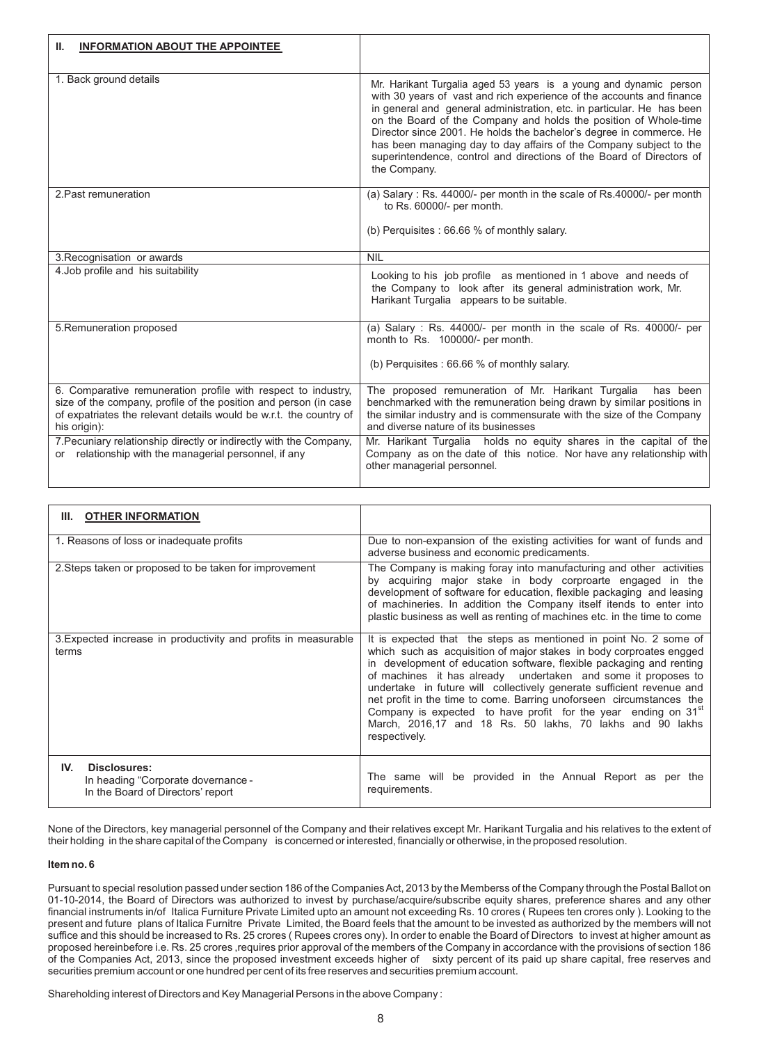| II. **INFORMATION ABOUT THE APPOINTEE** | |
|---|---|
| 1. Back ground details | Mr. Harikant Turgalia aged 53 years is a young and dynamic person with 30 years of vast and rich experience of the accounts and finance in general and general administration, etc. in particular. He has been on the Board of the Company and holds the position of Whole-time Director since 2001. He holds the bachelor's degree in commerce. He has been managing day to day affairs of the Company subject to the superintendence, control and directions of the Board of Directors of the Company. |
| 2.Past remuneration | (a) Salary : Rs. 44000/- per month in the scale of Rs.40000/- per month to Rs. 60000/- per month.<br><br>(b) Perquisites : 66.66 % of monthly salary. |
| 3.Recognisation or awards | NIL |
| 4.Job profile and his suitability | Looking to his job profile as mentioned in 1 above and needs of the Company to look after its general administration work, Mr. Harikant Turgalia appears to be suitable. |
| 5.Remuneration proposed | (a) Salary : Rs. 44000/- per month in the scale of Rs. 40000/- per month to Rs. 100000/- per month.<br><br>(b) Perquisites : 66.66 % of monthly salary. |
| 6. Comparative remuneration profile with respect to industry, size of the company, profile of the position and person (in case of expatriates the relevant details would be w.r.t. the country of his origin): | The proposed remuneration of Mr. Harikant Turgalia has been benchmarked with the remuneration being drawn by similar positions in the similar industry and is commensurate with the size of the Company and diverse nature of its businesses |
| 7.Pecuniary relationship directly or indirectly with the Company, or relationship with the managerial personnel, if any | Mr. Harikant Turgalia holds no equity shares in the capital of the Company as on the date of this notice. Nor have any relationship with other managerial personnel. |

| III. **OTHER INFORMATION** | |
|---|---|
| 1. Reasons of loss or inadequate profits | Due to non-expansion of the existing activities for want of funds and adverse business and economic predicaments. |
| 2.Steps taken or proposed to be taken for improvement | The Company is making foray into manufacturing and other activities by acquiring major stake in body corproarte engaged in the development of software for education, flexible packaging and leasing of machineries. In addition the Company itself itends to enter into plastic business as well as renting of machines etc. in the time to come |
| 3.Expected increase in productivity and profits in measurable terms | It is expected that the steps as mentioned in point No. 2 some of which such as acquisition of major stakes in body corproates engged in development of education software, flexible packaging and renting of machines it has already undertaken and some it proposes to undertake in future will collectively generate sufficient revenue and net profit in the time to come. Barring unoforseen circumstances the Company is expected to have profit for the year ending on 31st March, 2016,17 and 18 Rs. 50 lakhs, 70 lakhs and 90 lakhs respectively. |
| IV. **Disclosures:**<br>In heading "Corporate dovernance -<br>In the Board of Directors' report | The same will be provided in the Annual Report as per the requirements. |

None of the Directors, key managerial personnel of the Company and their relatives except Mr. Harikant Turgalia and his relatives to the extent of their holding in the share capital of the Company is concerned or interested, financially or otherwise, in the proposed resolution.

**Item no. 6**

Pursuant to special resolution passed under section 186 of the Companies Act, 2013 by the Memberss of the Company through the Postal Ballot on 01-10-2014, the Board of Directors was authorized to invest by purchase/acquire/subscribe equity shares, preference shares and any other financial instruments in/of Italica Furniture Private Limited upto an amount not exceeding Rs. 10 crores ( Rupees ten crores only ). Looking to the present and future plans of Italica Furnitre Private Limited, the Board feels that the amount to be invested as authorized by the members will not suffice and this should be increased to Rs. 25 crores ( Rupees crores ony). In order to enable the Board of Directors to invest at higher amount as proposed hereinbefore i.e. Rs. 25 crores ,requires prior approval of the members of the Company in accordance with the provisions of section 186 of the Companies Act, 2013, since the proposed investment exceeds higher of sixty percent of its paid up share capital, free reserves and securities premium account or one hundred per cent of its free reserves and securities premium account.

Shareholding interest of Directors and Key Managerial Persons in the above Company :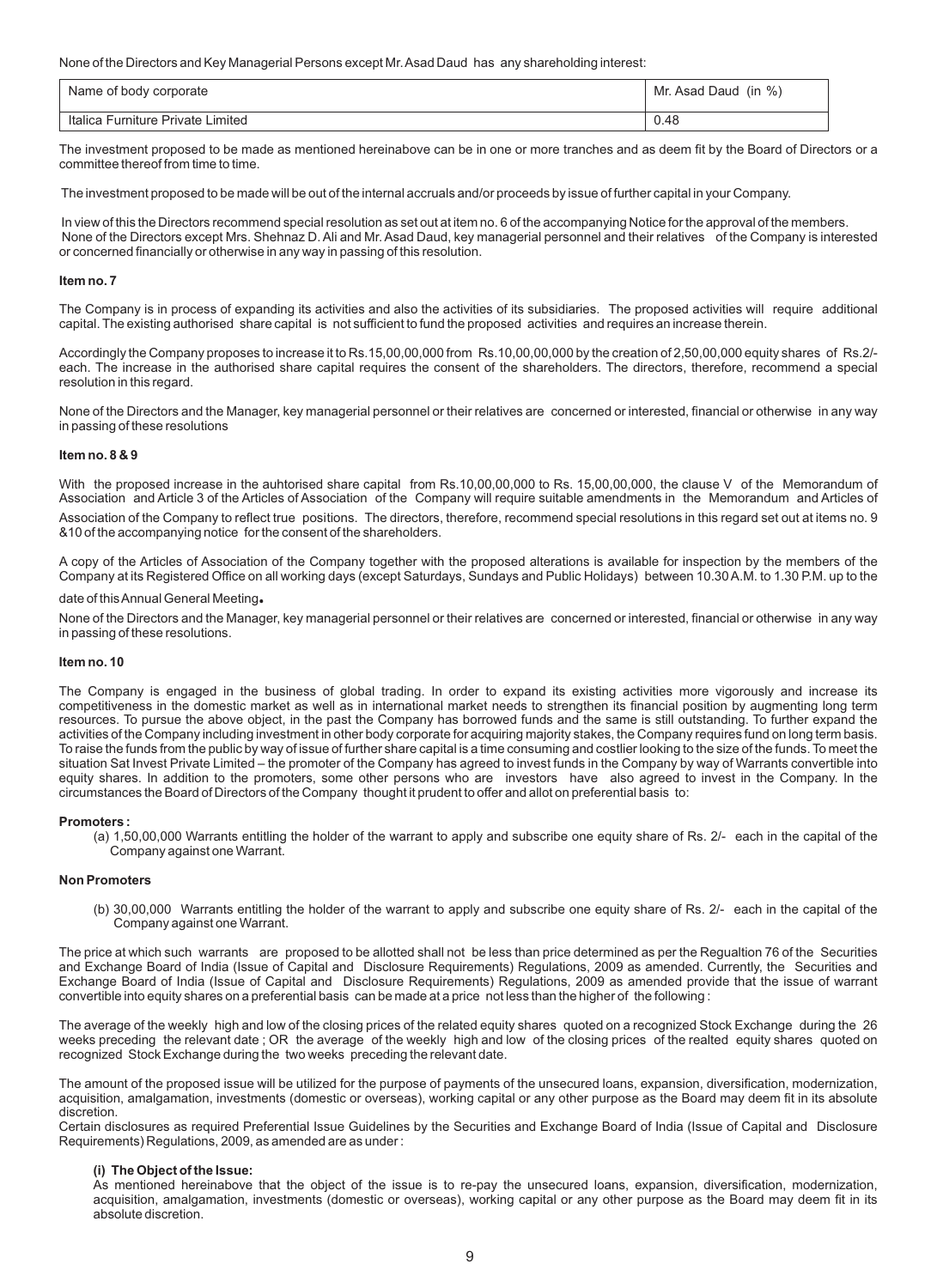None of the Directors and Key Managerial Persons except Mr. Asad Daud has any shareholding interest:

| Name of body corporate | Mr. Asad Daud (in %) |
|---|---|
| Italica Furniture Private Limited | 0.48 |

The investment proposed to be made as mentioned hereinabove can be in one or more tranches and as deem fit by the Board of Directors or a committee thereof from time to time.

The investment proposed to be made will be out of the internal accruals and/or proceeds by issue of further capital in your Company.

In view of this the Directors recommend special resolution as set out at item no. 6 of the accompanying Notice for the approval of the members. None of the Directors except Mrs. Shehnaz D. Ali and Mr. Asad Daud, key managerial personnel and their relatives of the Company is interested or concerned financially or otherwise in any way in passing of this resolution.

**Item no. 7**

The Company is in process of expanding its activities and also the activities of its subsidiaries. The proposed activities will require additional capital. The existing authorised share capital is not sufficient to fund the proposed activities and requires an increase therein.

Accordingly the Company proposes to increase it to Rs.15,00,00,000 from Rs.10,00,00,000 by the creation of 2,50,00,000 equity shares of Rs.2/- each. The increase in the authorised share capital requires the consent of the shareholders. The directors, therefore, recommend a special resolution in this regard.

None of the Directors and the Manager, key managerial personnel or their relatives are concerned or interested, financial or otherwise in any way in passing of these resolutions

**Item no. 8 & 9**

With the proposed increase in the auhtorised share capital from Rs.10,00,00,000 to Rs. 15,00,00,000, the clause V of the Memorandum of Association and Article 3 of the Articles of Association of the Company will require suitable amendments in the Memorandum and Articles of Association of the Company to reflect true positions. The directors, therefore, recommend special resolutions in this regard set out at items no. 9 &10 of the accompanying notice for the consent of the shareholders.

A copy of the Articles of Association of the Company together with the proposed alterations is available for inspection by the members of the Company at its Registered Office on all working days (except Saturdays, Sundays and Public Holidays) between 10.30 A.M. to 1.30 P.M. up to the date of this Annual General Meeting.

None of the Directors and the Manager, key managerial personnel or their relatives are concerned or interested, financial or otherwise in any way in passing of these resolutions.

**Item no. 10**

The Company is engaged in the business of global trading. In order to expand its existing activities more vigorously and increase its competitiveness in the domestic market as well as in international market needs to strengthen its financial position by augmenting long term resources. To pursue the above object, in the past the Company has borrowed funds and the same is still outstanding. To further expand the activities of the Company including investment in other body corporate for acquiring majority stakes, the Company requires fund on long term basis. To raise the funds from the public by way of issue of further share capital is a time consuming and costlier looking to the size of the funds. To meet the situation Sat Invest Private Limited – the promoter of the Company has agreed to invest funds in the Company by way of Warrants convertible into equity shares. In addition to the promoters, some other persons who are investors have also agreed to invest in the Company. In the circumstances the Board of Directors of the Company thought it prudent to offer and allot on preferential basis to:

**Promoters :**

(a) 1,50,00,000 Warrants entitling the holder of the warrant to apply and subscribe one equity share of Rs. 2/- each in the capital of the Company against one Warrant.

**Non Promoters**

(b) 30,00,000 Warrants entitling the holder of the warrant to apply and subscribe one equity share of Rs. 2/- each in the capital of the Company against one Warrant.

The price at which such warrants are proposed to be allotted shall not be less than price determined as per the Regualtion 76 of the Securities and Exchange Board of India (Issue of Capital and Disclosure Requirements) Regulations, 2009 as amended. Currently, the Securities and Exchange Board of India (Issue of Capital and Disclosure Requirements) Regulations, 2009 as amended provide that the issue of warrant convertible into equity shares on a preferential basis can be made at a price not less than the higher of the following :

The average of the weekly high and low of the closing prices of the related equity shares quoted on a recognized Stock Exchange during the 26 weeks preceding the relevant date ; OR the average of the weekly high and low of the closing prices of the realted equity shares quoted on recognized Stock Exchange during the two weeks preceding the relevant date.

The amount of the proposed issue will be utilized for the purpose of payments of the unsecured loans, expansion, diversification, modernization, acquisition, amalgamation, investments (domestic or overseas), working capital or any other purpose as the Board may deem fit in its absolute discretion.

Certain disclosures as required Preferential Issue Guidelines by the Securities and Exchange Board of India (Issue of Capital and Disclosure Requirements) Regulations, 2009, as amended are as under :

**(i) The Object of the Issue:**

As mentioned hereinabove that the object of the issue is to re-pay the unsecured loans, expansion, diversification, modernization, acquisition, amalgamation, investments (domestic or overseas), working capital or any other purpose as the Board may deem fit in its absolute discretion.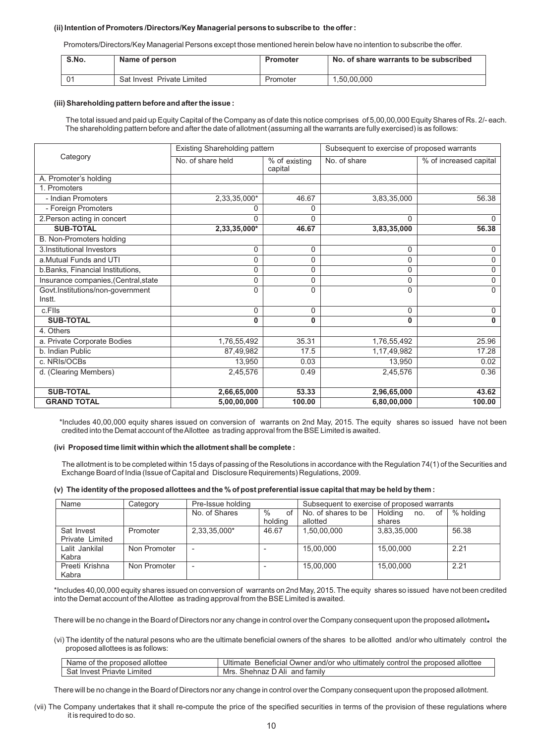**(ii) Intention of Promoters /Directors/Key Managerial persons to subscribe to the offer :**

Promoters/Directors/Key Managerial Persons except those mentioned herein below have no intention to subscribe the offer.

| S.No. | Name of person | Promoter | No. of share warrants to be subscribed |
|---|---|---|---|
| 01 | Sat Invest Private Limited | Promoter | 1,50,00,000 |

**(iii) Shareholding pattern before and after the issue :**

The total issued and paid up Equity Capital of the Company as of date this notice comprises of 5,00,00,000 Equity Shares of Rs. 2/- each. The shareholding pattern before and after the date of allotment (assuming all the warrants are fully exercised) is as follows:

| Category | Existing Shareholding pattern | | Subsequent to exercise of proposed warrants | |
|---|---|---|---|---|
| | No. of share held | % of existing capital | No. of share | % of increased capital |
| A. Promoter's holding | | | | |
| 1. Promoters | | | | |
| - Indian Promoters | 2,33,35,000* | 46.67 | 3,83,35,000 | 56.38 |
| - Foreign Promoters | 0 | 0 | | |
| 2.Person acting in concert | 0 | 0 | 0 | 0 |
| **SUB-TOTAL** | **2,33,35,000*** | **46.67** | **3,83,35,000** | **56.38** |
| B. Non-Promoters holding | | | | |
| 3.Institutional Investors | 0 | 0 | 0 | 0 |
| a.Mutual Funds and UTI | 0 | 0 | 0 | 0 |
| b.Banks, Financial Institutions, | 0 | 0 | 0 | 0 |
| Insurance companies,(Central,state | 0 | 0 | 0 | 0 |
| Govt.Institutions/non-government Instt. | 0 | 0 | 0 | 0 |
| c.FIIs | 0 | 0 | 0 | 0 |
| **SUB-TOTAL** | **0** | **0** | **0** | **0** |
| 4. Others | | | | |
| a. Private Corporate Bodies | 1,76,55,492 | 35.31 | 1,76,55,492 | 25.96 |
| b. Indian Public | 87,49,982 | 17.5 | 1,17,49,982 | 17.28 |
| c. NRIs/OCBs | 13,950 | 0.03 | 13,950 | 0.02 |
| d. (Clearing Members) | 2,45,576 | 0.49 | 2,45,576 | 0.36 |
| **SUB-TOTAL** | **2,66,65,000** | **53.33** | **2,96,65,000** | **43.62** |
| **GRAND TOTAL** | **5,00,00,000** | **100.00** | **6,80,00,000** | **100.00** |

*Includes 40,00,000 equity shares issued on conversion of warrants on 2nd May, 2015. The equity shares so issued have not been credited into the Demat account of the Allottee as trading approval from the BSE Limited is awaited.

**(ivi Proposed time limit within which the allotment shall be complete :**

The allotment is to be completed within 15 days of passing of the Resolutions in accordance with the Regulation 74(1) of the Securities and Exchange Board of India (Issue of Capital and Disclosure Requirements) Regulations, 2009.

**(v) The identity of the proposed allottees and the % of post preferential issue capital that may be held by them :**

| Name | Category | Pre-Issue holding | | Subsequent to exercise of proposed warrants | | |
|---|---|---|---|---|---|---|
| | | No. of Shares | % of holding | No. of shares to be allotted | Holding no. of shares | % holding |
| Sat Invest Private Limited | Promoter | 2,33,35,000* | 46.67 | 1,50,00,000 | 3,83,35,000 | 56.38 |
| Lalit Jankilal Kabra | Non Promoter | - | - | 15,00,000 | 15,00,000 | 2.21 |
| Preeti Krishna Kabra | Non Promoter | - | - | 15,00,000 | 15,00,000 | 2.21 |

*Includes 40,00,000 equity shares issued on conversion of warrants on 2nd May, 2015. The equity shares so issued have not been credited into the Demat account of the Allottee as trading approval from the BSE Limited is awaited.

There will be no change in the Board of Directors nor any change in control over the Company consequent upon the proposed allotment.

(vi) The identity of the natural pesons who are the ultimate beneficial owners of the shares to be allotted and/or who ultimately control the proposed allottees is as follows:

| Name of the proposed allottee | Ultimate Beneficial Owner and/or who ultimately control the proposed allottee |
|---|---|
| Sat Invest Priavte Limited | Mrs. Shehnaz D Ali and family |

There will be no change in the Board of Directors nor any change in control over the Company consequent upon the proposed allotment.

(vii) The Company undertakes that it shall re-compute the price of the specified securities in terms of the provision of these regulations where it is required to do so.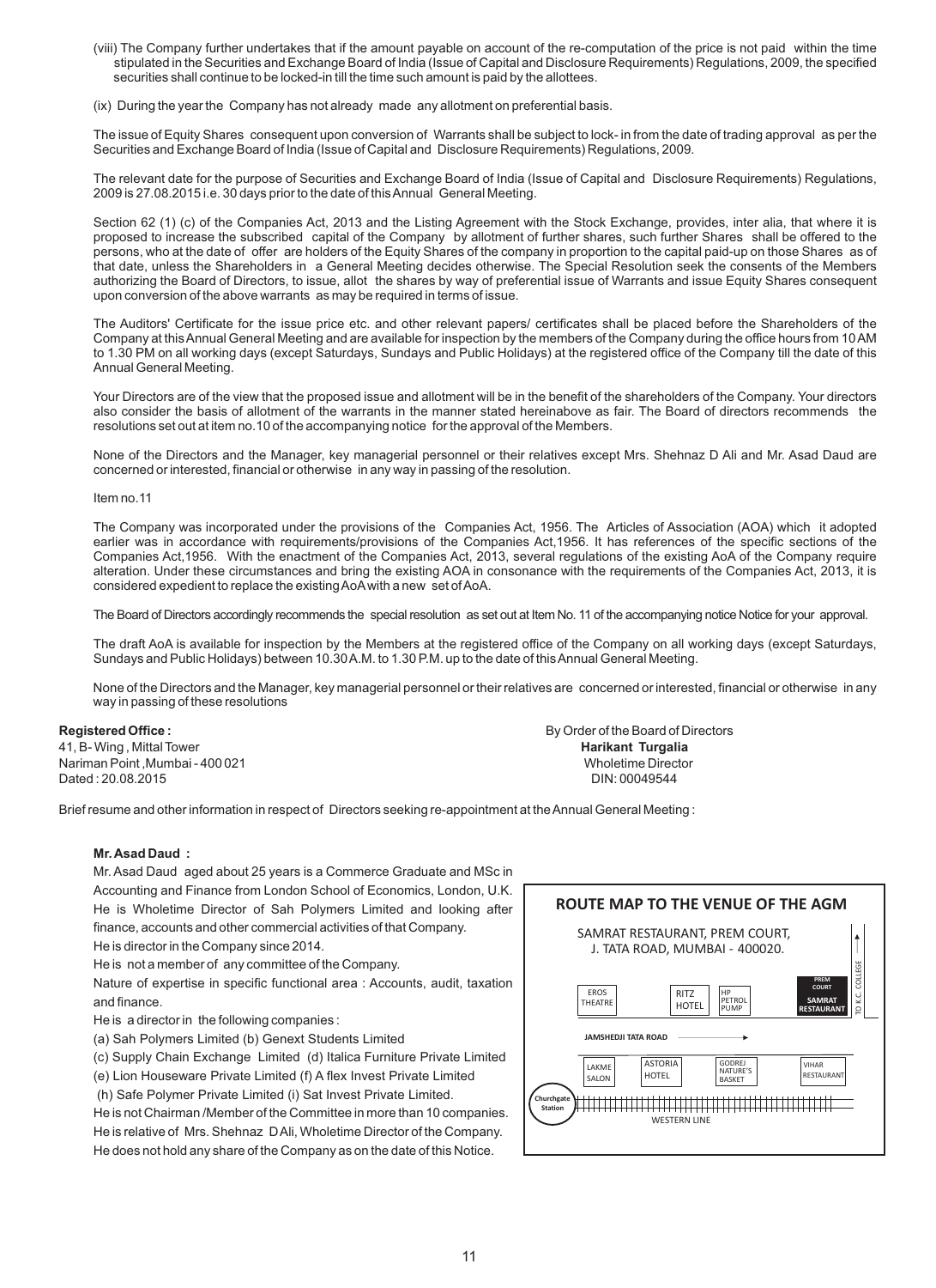(viii) The Company further undertakes that if the amount payable on account of the re-computation of the price is not paid within the time stipulated in the Securities and Exchange Board of India (Issue of Capital and Disclosure Requirements) Regulations, 2009, the specified securities shall continue to be locked-in till the time such amount is paid by the allottees.

(ix) During the year the Company has not already made any allotment on preferential basis.

The issue of Equity Shares consequent upon conversion of Warrants shall be subject to lock- in from the date of trading approval as per the Securities and Exchange Board of India (Issue of Capital and Disclosure Requirements) Regulations, 2009.

The relevant date for the purpose of Securities and Exchange Board of India (Issue of Capital and Disclosure Requirements) Regulations, 2009 is 27.08.2015 i.e. 30 days prior to the date of this Annual General Meeting.

Section 62 (1) (c) of the Companies Act, 2013 and the Listing Agreement with the Stock Exchange, provides, inter alia, that where it is proposed to increase the subscribed capital of the Company by allotment of further shares, such further Shares shall be offered to the persons, who at the date of offer are holders of the Equity Shares of the company in proportion to the capital paid-up on those Shares as of that date, unless the Shareholders in a General Meeting decides otherwise. The Special Resolution seek the consents of the Members authorizing the Board of Directors, to issue, allot the shares by way of preferential issue of Warrants and issue Equity Shares consequent upon conversion of the above warrants as may be required in terms of issue.

The Auditors' Certificate for the issue price etc. and other relevant papers/ certificates shall be placed before the Shareholders of the Company at this Annual General Meeting and are available for inspection by the members of the Company during the office hours from 10 AM to 1.30 PM on all working days (except Saturdays, Sundays and Public Holidays) at the registered office of the Company till the date of this Annual General Meeting.

Your Directors are of the view that the proposed issue and allotment will be in the benefit of the shareholders of the Company. Your directors also consider the basis of allotment of the warrants in the manner stated hereinabove as fair. The Board of directors recommends the resolutions set out at item no.10 of the accompanying notice for the approval of the Members.

None of the Directors and the Manager, key managerial personnel or their relatives except Mrs. Shehnaz D Ali and Mr. Asad Daud are concerned or interested, financial or otherwise in any way in passing of the resolution.

Item no.11

The Company was incorporated under the provisions of the Companies Act, 1956. The Articles of Association (AOA) which it adopted earlier was in accordance with requirements/provisions of the Companies Act,1956. It has references of the specific sections of the Companies Act,1956. With the enactment of the Companies Act, 2013, several regulations of the existing AoA of the Company require alteration. Under these circumstances and bring the existing AOA in consonance with the requirements of the Companies Act, 2013, it is considered expedient to replace the existing AoA with a new set of AoA.

The Board of Directors accordingly recommends the special resolution as set out at Item No. 11 of the accompanying notice Notice for your approval.

The draft AoA is available for inspection by the Members at the registered office of the Company on all working days (except Saturdays, Sundays and Public Holidays) between 10.30 A.M. to 1.30 P.M. up to the date of this Annual General Meeting.

None of the Directors and the Manager, key managerial personnel or their relatives are concerned or interested, financial or otherwise in any way in passing of these resolutions

**Registered Office :**
41, B- Wing , Mittal Tower
Nariman Point ,Mumbai - 400 021
Dated : 20.08.2015

By Order of the Board of Directors
**Harikant Turgalia**
Wholetime Director
DIN: 00049544

Brief resume and other information in respect of Directors seeking re-appointment at the Annual General Meeting :

**Mr. Asad Daud :**

Mr. Asad Daud aged about 25 years is a Commerce Graduate and MSc in Accounting and Finance from London School of Economics, London, U.K. He is Wholetime Director of Sah Polymers Limited and looking after finance, accounts and other commercial activities of that Company.

He is director in the Company since 2014.

He is not a member of any committee of the Company.

Nature of expertise in specific functional area : Accounts, audit, taxation and finance.

He is a director in the following companies :

(a) Sah Polymers Limited (b) Genext Students Limited

(c) Supply Chain Exchange Limited (d) Italica Furniture Private Limited

(e) Lion Houseware Private Limited (f) A flex Invest Private Limited

(h) Safe Polymer Private Limited (i) Sat Invest Private Limited.

He is not Chairman /Member of the Committee in more than 10 companies.

He is relative of Mrs. Shehnaz D Ali, Wholetime Director of the Company.

He does not hold any share of the Company as on the date of this Notice.

**ROUTE MAP TO THE VENUE OF THE AGM**

SAMRAT RESTAURANT, PREM COURT, J. TATA ROAD, MUMBAI - 400020.

EROS THEATRE | RITZ HOTEL | HP PETROL PUMP | PREM COURT SAMRAT RESTAURANT | TO K.C. COLLEGE

JAMSHEDJI TATA ROAD

LAKME SALON | ASTORIA HOTEL | GODREJ NATURE'S BASKET | VIHAR RESTAURANT

Churchgate Station | WESTERN LINE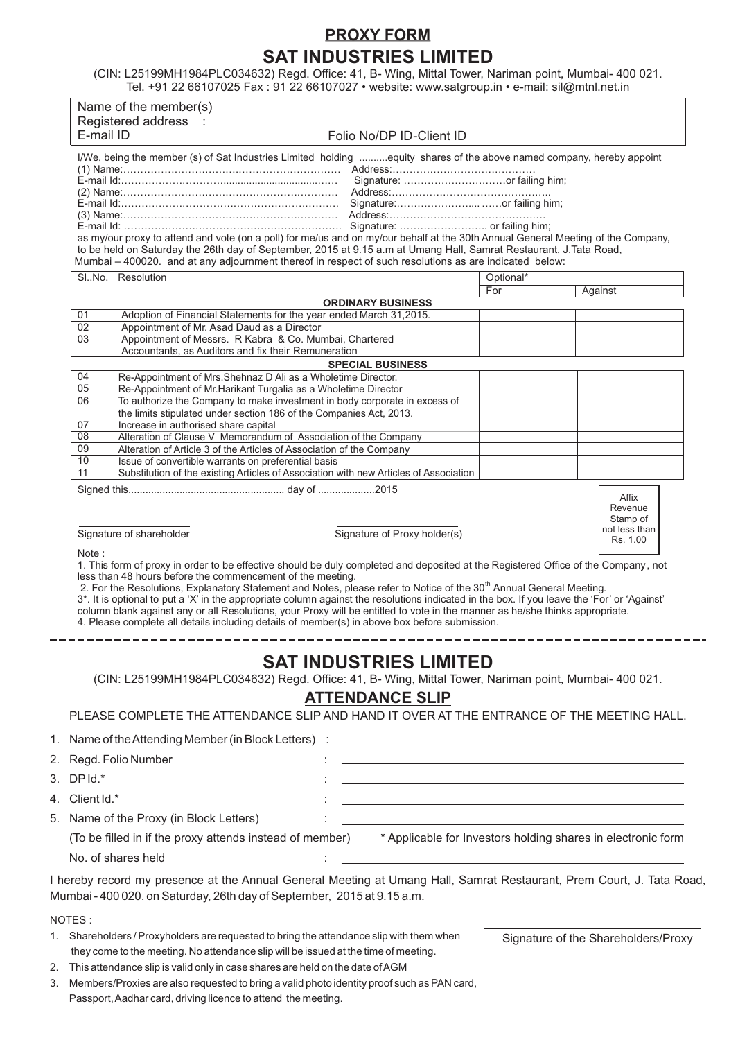# PROXY FORM

## SAT INDUSTRIES LIMITED

(CIN: L25199MH1984PLC034632) Regd. Office: 41, B- Wing, Mittal Tower, Nariman point, Mumbai- 400 021.
Tel. +91 22 66107025 Fax : 91 22 66107027 • website: www.satgroup.in • e-mail: sil@mtnl.net.in

Name of the member(s)
Registered address :
E-mail ID Folio No/DP ID-Client ID

I/We, being the member (s) of Sat Industries Limited holding ..........equity shares of the above named company, hereby appoint
(1) Name:……………………………………………………… Address:……………………………………
E-mail Id:……………………….......................................… Signature: …………………………or failing him;
(2) Name:……………………………………………………… Address:………………………………………..
E-mail Id:……………………………………………………… Signature:…………………..... ……or failing him;
(3) Name:……………………………………………………… Address:………………………………………
E-mail Id: ……………………………………………………… Signature: …………………….. or failing him;
as my/our proxy to attend and vote (on a poll) for me/us and on my/our behalf at the 30th Annual General Meeting of the Company, to be held on Saturday the 26th day of September, 2015 at 9.15 a.m at Umang Hall, Samrat Restaurant, J.Tata Road, Mumbai – 400020. and at any adjournment thereof in respect of such resolutions as are indicated below:

| Sl..No. | Resolution | Optional* | |
|---|---|---|---|
| | | For | Against |
| | **ORDINARY BUSINESS** | | |
| 01 | Adoption of Financial Statements for the year ended March 31,2015. | | |
| 02 | Appointment of Mr. Asad Daud as a Director | | |
| 03 | Appointment of Messrs. R Kabra & Co. Mumbai, Chartered Accountants, as Auditors and fix their Remuneration | | |
| | **SPECIAL BUSINESS** | | |
| 04 | Re-Appointment of Mrs.Shehnaz D Ali as a Wholetime Director. | | |
| 05 | Re-Appointment of Mr.Harikant Turgalia as a Wholetime Director | | |
| 06 | To authorize the Company to make investment in body corporate in excess of the limits stipulated under section 186 of the Companies Act, 2013. | | |
| 07 | Increase in authorised share capital | | |
| 08 | Alteration of Clause V Memorandum of Association of the Company | | |
| 09 | Alteration of Article 3 of the Articles of Association of the Company | | |
| 10 | Issue of convertible warrants on preferential basis | | |
| 11 | Substitution of the existing Articles of Association with new Articles of Association | | |

Signed this...................................................... day of ....................2015

Affix Revenue Stamp of not less than Rs. 1.00

Signature of shareholder

Signature of Proxy holder(s)

Note :

1. This form of proxy in order to be effective should be duly completed and deposited at the Registered Office of the Company, not less than 48 hours before the commencement of the meeting.
2. For the Resolutions, Explanatory Statement and Notes, please refer to Notice of the 30th Annual General Meeting.
3*. It is optional to put a 'X' in the appropriate column against the resolutions indicated in the box. If you leave the 'For' or 'Against' column blank against any or all Resolutions, your Proxy will be entitled to vote in the manner as he/she thinks appropriate.
4. Please complete all details including details of member(s) in above box before submission.

---

## SAT INDUSTRIES LIMITED

(CIN: L25199MH1984PLC034632) Regd. Office: 41, B- Wing, Mittal Tower, Nariman point, Mumbai- 400 021.

### ATTENDANCE SLIP

PLEASE COMPLETE THE ATTENDANCE SLIP AND HAND IT OVER AT THE ENTRANCE OF THE MEETING HALL.

1. Name of the Attending Member (in Block Letters) :
2. Regd. Folio Number :
3. DP Id.* :
4. Client Id.* :
5. Name of the Proxy (in Block Letters) :

(To be filled in if the proxy attends instead of member) * Applicable for Investors holding shares in electronic form

No. of shares held :

I hereby record my presence at the Annual General Meeting at Umang Hall, Samrat Restaurant, Prem Court, J. Tata Road, Mumbai - 400 020. on Saturday, 26th day of September, 2015 at 9.15 a.m.

Signature of the Shareholders/Proxy

NOTES :

1. Shareholders / Proxyholders are requested to bring the attendance slip with them when they come to the meeting. No attendance slip will be issued at the time of meeting.
2. This attendance slip is valid only in case shares are held on the date of AGM
3. Members/Proxies are also requested to bring a valid photo identity proof such as PAN card, Passport, Aadhar card, driving licence to attend the meeting.